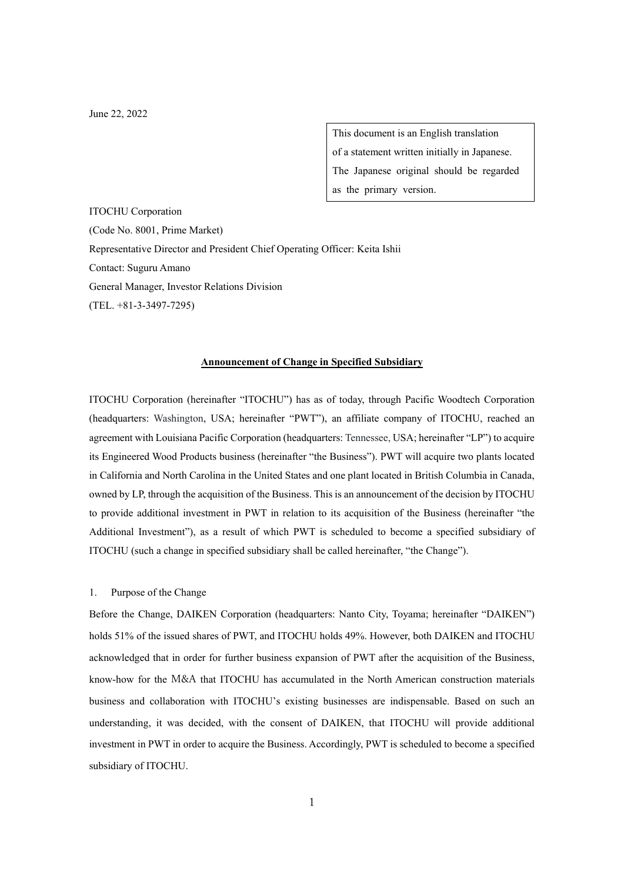June 22, 2022

This document is an English translation of a statement written initially in Japanese. The Japanese original should be regarded as the primary version.

ITOCHU Corporation
(Code No. 8001, Prime Market)
Representative Director and President Chief Operating Officer: Keita Ishii
Contact: Suguru Amano
General Manager, Investor Relations Division
(TEL. +81-3-3497-7295)

# Announcement of Change in Specified Subsidiary

ITOCHU Corporation (hereinafter "ITOCHU") has as of today, through Pacific Woodtech Corporation (headquarters: Washington, USA; hereinafter "PWT"), an affiliate company of ITOCHU, reached an agreement with Louisiana Pacific Corporation (headquarters: Tennessee, USA; hereinafter "LP") to acquire its Engineered Wood Products business (hereinafter "the Business"). PWT will acquire two plants located in California and North Carolina in the United States and one plant located in British Columbia in Canada, owned by LP, through the acquisition of the Business. This is an announcement of the decision by ITOCHU to provide additional investment in PWT in relation to its acquisition of the Business (hereinafter "the Additional Investment"), as a result of which PWT is scheduled to become a specified subsidiary of ITOCHU (such a change in specified subsidiary shall be called hereinafter, "the Change").

1. Purpose of the Change

Before the Change, DAIKEN Corporation (headquarters: Nanto City, Toyama; hereinafter "DAIKEN") holds 51% of the issued shares of PWT, and ITOCHU holds 49%. However, both DAIKEN and ITOCHU acknowledged that in order for further business expansion of PWT after the acquisition of the Business, know-how for the M&A that ITOCHU has accumulated in the North American construction materials business and collaboration with ITOCHU's existing businesses are indispensable. Based on such an understanding, it was decided, with the consent of DAIKEN, that ITOCHU will provide additional investment in PWT in order to acquire the Business. Accordingly, PWT is scheduled to become a specified subsidiary of ITOCHU.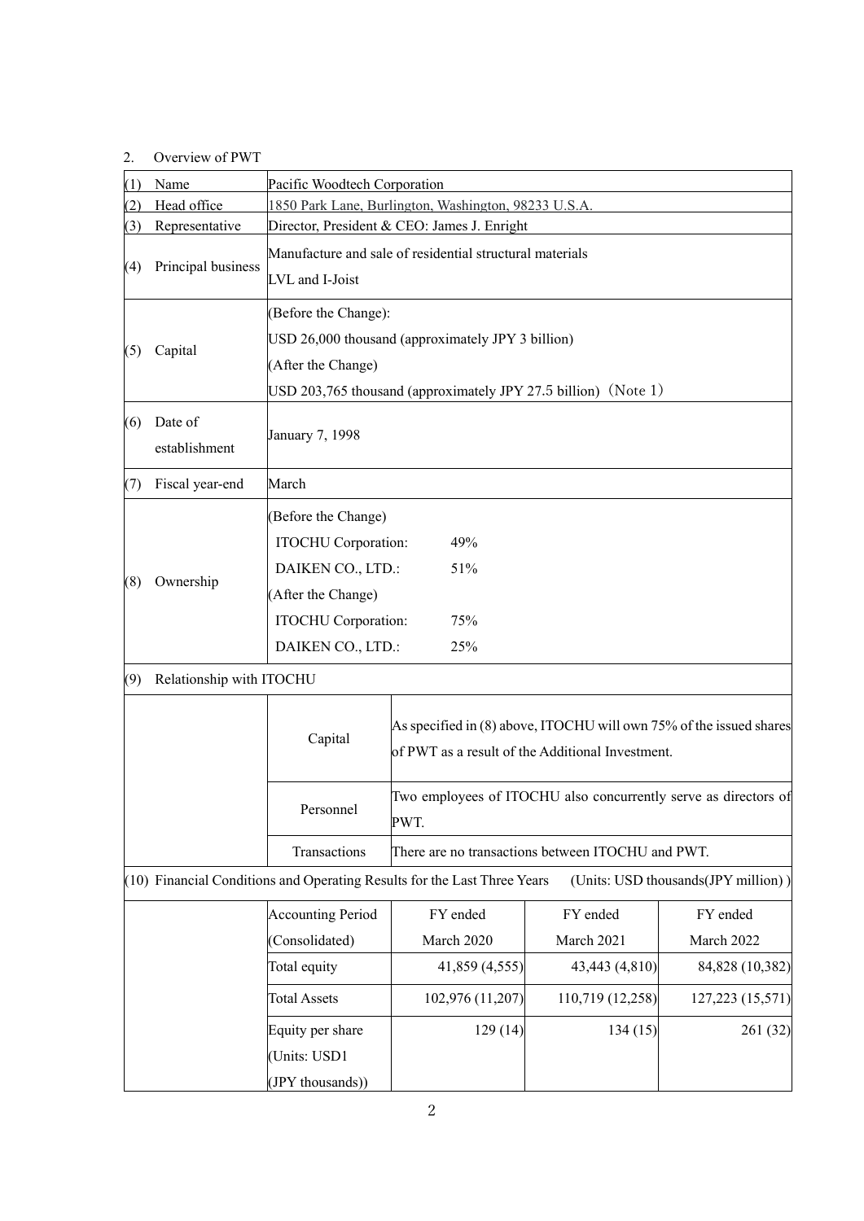2. Overview of PWT

| (1) Name | Pacific Woodtech Corporation | | | |
|---|---|---|---|---|
| (2) Head office | 1850 Park Lane, Burlington, Washington, 98233 U.S.A. | | | |
| (3) Representative | Director, President & CEO: James J. Enright | | | |
| (4) Principal business | Manufacture and sale of residential structural materials<br>LVL and I-Joist | | | |
| (5) Capital | (Before the Change):<br>USD 26,000 thousand (approximately JPY 3 billion)<br>(After the Change)<br>USD 203,765 thousand (approximately JPY 27.5 billion) (Note 1) | | | |
| (6) Date of establishment | January 7, 1998 | | | |
| (7) Fiscal year-end | March | | | |
| (8) Ownership | (Before the Change)<br>ITOCHU Corporation: 49%<br>DAIKEN CO., LTD.: 51%<br>(After the Change)<br>ITOCHU Corporation: 75%<br>DAIKEN CO., LTD.: 25% | | | |
| (9) Relationship with ITOCHU | | | | |
| | Capital | As specified in (8) above, ITOCHU will own 75% of the issued shares of PWT as a result of the Additional Investment. | | |
| | Personnel | Two employees of ITOCHU also concurrently serve as directors of PWT. | | |
| | Transactions | There are no transactions between ITOCHU and PWT. | | |
| (10) Financial Conditions and Operating Results for the Last Three Years (Units: USD thousands(JPY million) ) | | | | |
| | Accounting Period (Consolidated) | FY ended March 2020 | FY ended March 2021 | FY ended March 2022 |
| | Total equity | 41,859 (4,555) | 43,443 (4,810) | 84,828 (10,382) |
| | Total Assets | 102,976 (11,207) | 110,719 (12,258) | 127,223 (15,571) |
| | Equity per share (Units: USD1 (JPY thousands)) | 129 (14) | 134 (15) | 261 (32) |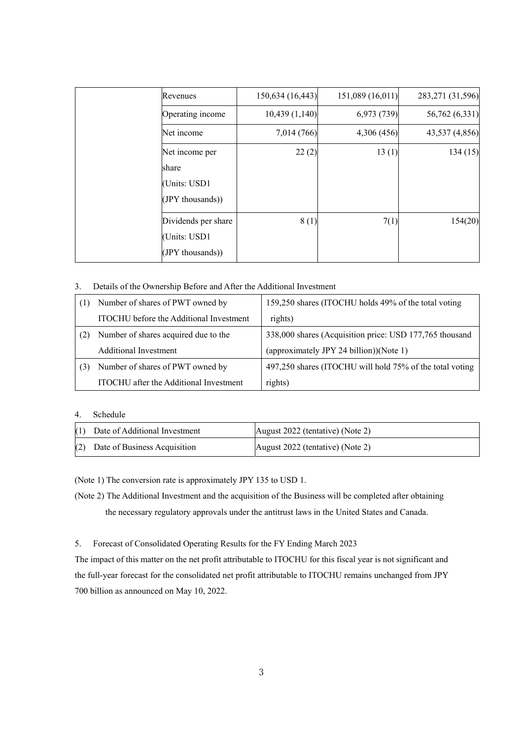| | | | | |
|---|---|---|---|---|
| | Revenues | 150,634 (16,443) | 151,089 (16,011) | 283,271 (31,596) |
| | Operating income | 10,439 (1,140) | 6,973 (739) | 56,762 (6,331) |
| | Net income | 7,014 (766) | 4,306 (456) | 43,537 (4,856) |
| | Net income per share (Units: USD1 (JPY thousands)) | 22 (2) | 13 (1) | 134 (15) |
| | Dividends per share (Units: USD1 (JPY thousands)) | 8 (1) | 7(1) | 154(20) |

3. Details of the Ownership Before and After the Additional Investment

| | |
|---|---|
| (1) Number of shares of PWT owned by ITOCHU before the Additional Investment | 159,250 shares (ITOCHU holds 49% of the total voting rights) |
| (2) Number of shares acquired due to the Additional Investment | 338,000 shares (Acquisition price: USD 177,765 thousand (approximately JPY 24 billion))(Note 1) |
| (3) Number of shares of PWT owned by ITOCHU after the Additional Investment | 497,250 shares (ITOCHU will hold 75% of the total voting rights) |

4. Schedule

| | |
|---|---|
| (1) Date of Additional Investment | August 2022 (tentative) (Note 2) |
| (2) Date of Business Acquisition | August 2022 (tentative) (Note 2) |

(Note 1) The conversion rate is approximately JPY 135 to USD 1.

(Note 2) The Additional Investment and the acquisition of the Business will be completed after obtaining the necessary regulatory approvals under the antitrust laws in the United States and Canada.

5. Forecast of Consolidated Operating Results for the FY Ending March 2023

The impact of this matter on the net profit attributable to ITOCHU for this fiscal year is not significant and the full-year forecast for the consolidated net profit attributable to ITOCHU remains unchanged from JPY 700 billion as announced on May 10, 2022.